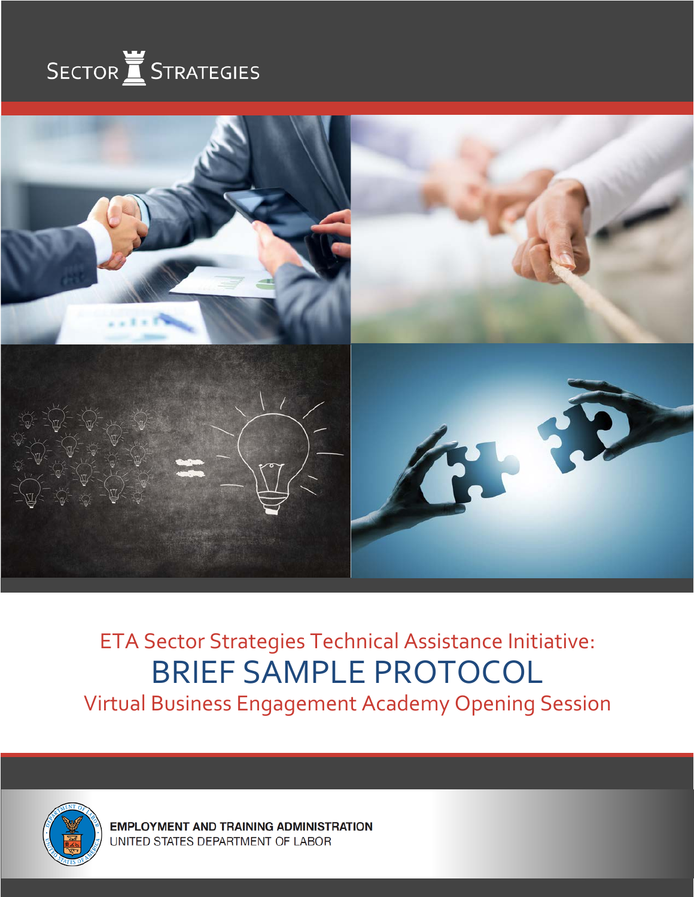SECTOR STRATEGIES

ETA Sector Strategies Technical Assistance Initiative:

# BRIEF SAMPLE PROTOCOL

Virtual Business Engagement Academy Opening Session

**EMPLOYMENT AND TRAINING ADMINISTRATION**
UNITED STATES DEPARTMENT OF LABOR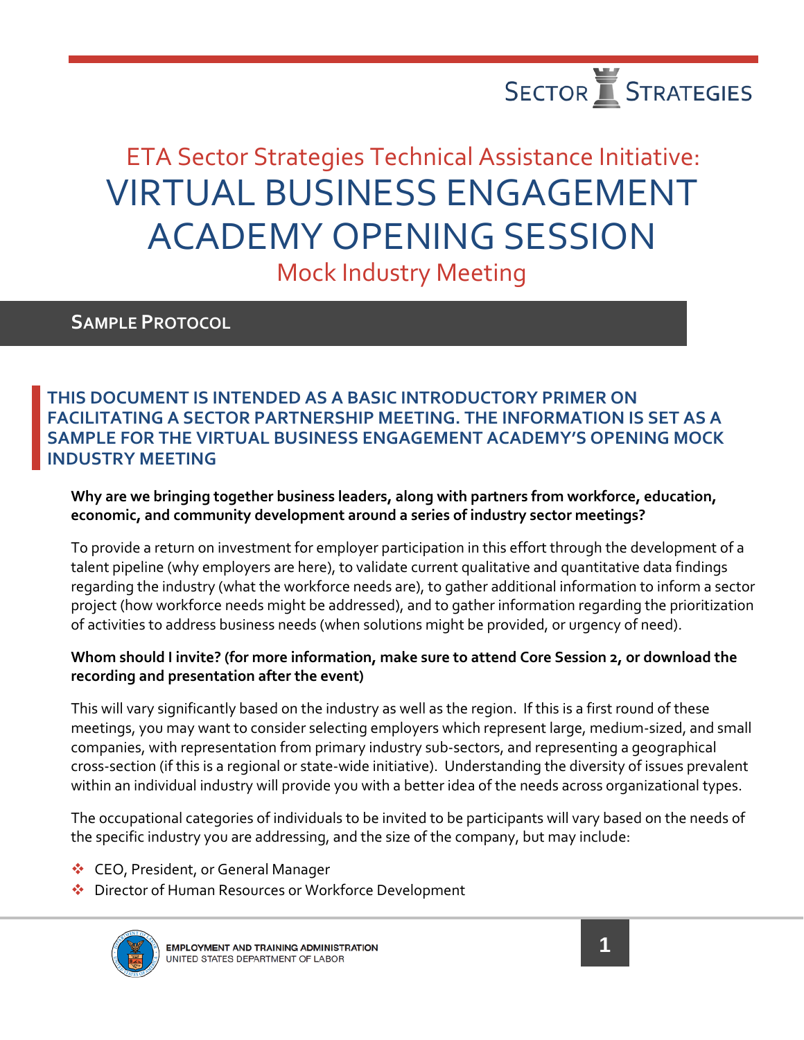# ETA Sector Strategies Technical Assistance Initiative:

# VIRTUAL BUSINESS ENGAGEMENT ACADEMY OPENING SESSION

## Mock Industry Meeting

### SAMPLE PROTOCOL

**THIS DOCUMENT IS INTENDED AS A BASIC INTRODUCTORY PRIMER ON FACILITATING A SECTOR PARTNERSHIP MEETING. THE INFORMATION IS SET AS A SAMPLE FOR THE VIRTUAL BUSINESS ENGAGEMENT ACADEMY'S OPENING MOCK INDUSTRY MEETING**

**Why are we bringing together business leaders, along with partners from workforce, education, economic, and community development around a series of industry sector meetings?**

To provide a return on investment for employer participation in this effort through the development of a talent pipeline (why employers are here), to validate current qualitative and quantitative data findings regarding the industry (what the workforce needs are), to gather additional information to inform a sector project (how workforce needs might be addressed), and to gather information regarding the prioritization of activities to address business needs (when solutions might be provided, or urgency of need).

**Whom should I invite? (for more information, make sure to attend Core Session 2, or download the recording and presentation after the event)**

This will vary significantly based on the industry as well as the region. If this is a first round of these meetings, you may want to consider selecting employers which represent large, medium-sized, and small companies, with representation from primary industry sub-sectors, and representing a geographical cross-section (if this is a regional or state-wide initiative). Understanding the diversity of issues prevalent within an individual industry will provide you with a better idea of the needs across organizational types.

The occupational categories of individuals to be invited to be participants will vary based on the needs of the specific industry you are addressing, and the size of the company, but may include:

- CEO, President, or General Manager
- Director of Human Resources or Workforce Development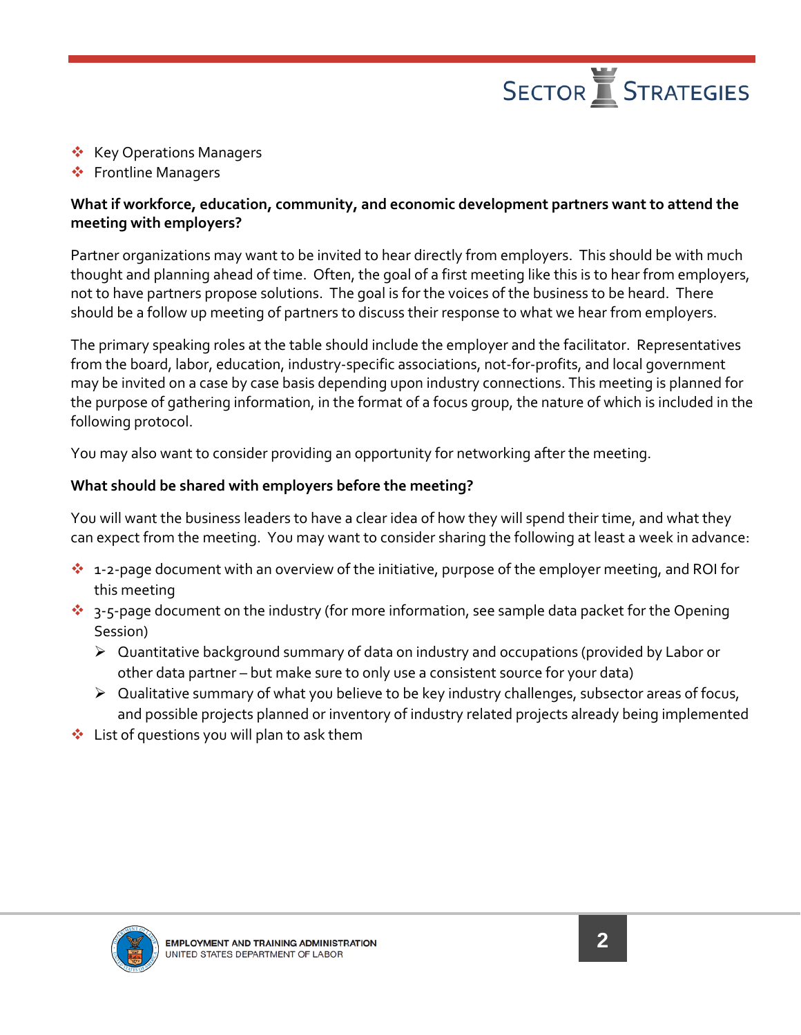- Key Operations Managers
- Frontline Managers

**What if workforce, education, community, and economic development partners want to attend the meeting with employers?**

Partner organizations may want to be invited to hear directly from employers. This should be with much thought and planning ahead of time. Often, the goal of a first meeting like this is to hear from employers, not to have partners propose solutions. The goal is for the voices of the business to be heard. There should be a follow up meeting of partners to discuss their response to what we hear from employers.

The primary speaking roles at the table should include the employer and the facilitator. Representatives from the board, labor, education, industry-specific associations, not-for-profits, and local government may be invited on a case by case basis depending upon industry connections. This meeting is planned for the purpose of gathering information, in the format of a focus group, the nature of which is included in the following protocol.

You may also want to consider providing an opportunity for networking after the meeting.

**What should be shared with employers before the meeting?**

You will want the business leaders to have a clear idea of how they will spend their time, and what they can expect from the meeting. You may want to consider sharing the following at least a week in advance:

- 1-2-page document with an overview of the initiative, purpose of the employer meeting, and ROI for this meeting
- 3-5-page document on the industry (for more information, see sample data packet for the Opening Session)
  - Quantitative background summary of data on industry and occupations (provided by Labor or other data partner – but make sure to only use a consistent source for your data)
  - Qualitative summary of what you believe to be key industry challenges, subsector areas of focus, and possible projects planned or inventory of industry related projects already being implemented
- List of questions you will plan to ask them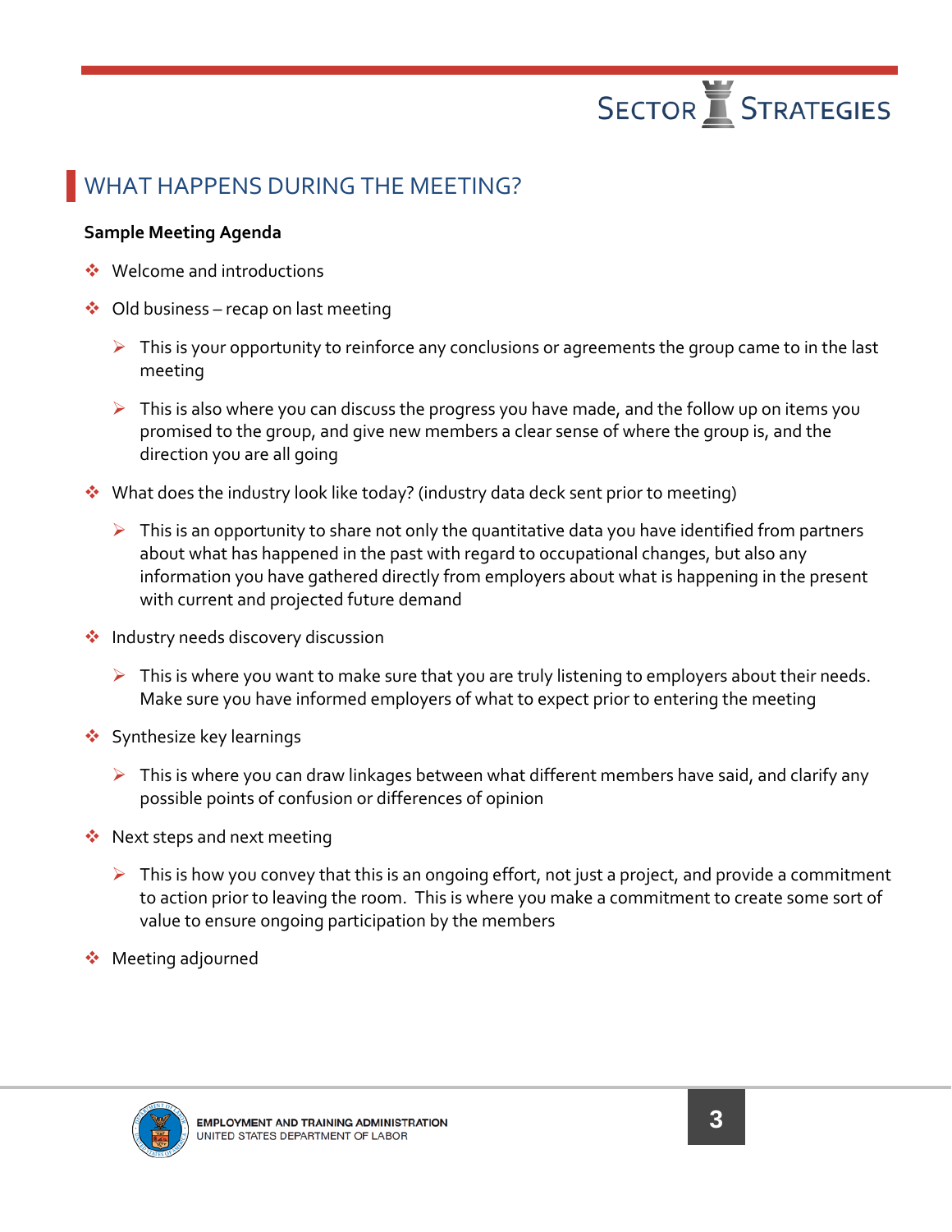## WHAT HAPPENS DURING THE MEETING?

**Sample Meeting Agenda**

- Welcome and introductions
- Old business – recap on last meeting
  - This is your opportunity to reinforce any conclusions or agreements the group came to in the last meeting
  - This is also where you can discuss the progress you have made, and the follow up on items you promised to the group, and give new members a clear sense of where the group is, and the direction you are all going
- What does the industry look like today? (industry data deck sent prior to meeting)
  - This is an opportunity to share not only the quantitative data you have identified from partners about what has happened in the past with regard to occupational changes, but also any information you have gathered directly from employers about what is happening in the present with current and projected future demand
- Industry needs discovery discussion
  - This is where you want to make sure that you are truly listening to employers about their needs. Make sure you have informed employers of what to expect prior to entering the meeting
- Synthesize key learnings
  - This is where you can draw linkages between what different members have said, and clarify any possible points of confusion or differences of opinion
- Next steps and next meeting
  - This is how you convey that this is an ongoing effort, not just a project, and provide a commitment to action prior to leaving the room. This is where you make a commitment to create some sort of value to ensure ongoing participation by the members
- Meeting adjourned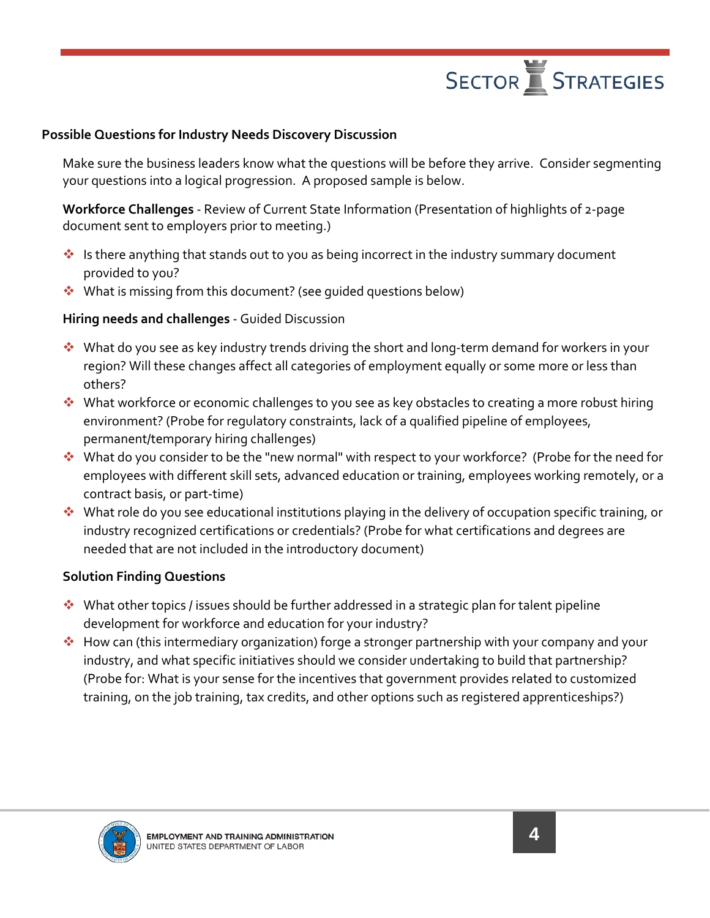**Possible Questions for Industry Needs Discovery Discussion**

Make sure the business leaders know what the questions will be before they arrive. Consider segmenting your questions into a logical progression. A proposed sample is below.

**Workforce Challenges** - Review of Current State Information (Presentation of highlights of 2-page document sent to employers prior to meeting.)

- Is there anything that stands out to you as being incorrect in the industry summary document provided to you?
- What is missing from this document? (see guided questions below)

**Hiring needs and challenges** - Guided Discussion

- What do you see as key industry trends driving the short and long-term demand for workers in your region? Will these changes affect all categories of employment equally or some more or less than others?
- What workforce or economic challenges to you see as key obstacles to creating a more robust hiring environment? (Probe for regulatory constraints, lack of a qualified pipeline of employees, permanent/temporary hiring challenges)
- What do you consider to be the "new normal" with respect to your workforce? (Probe for the need for employees with different skill sets, advanced education or training, employees working remotely, or a contract basis, or part-time)
- What role do you see educational institutions playing in the delivery of occupation specific training, or industry recognized certifications or credentials? (Probe for what certifications and degrees are needed that are not included in the introductory document)

**Solution Finding Questions**

- What other topics / issues should be further addressed in a strategic plan for talent pipeline development for workforce and education for your industry?
- How can (this intermediary organization) forge a stronger partnership with your company and your industry, and what specific initiatives should we consider undertaking to build that partnership? (Probe for: What is your sense for the incentives that government provides related to customized training, on the job training, tax credits, and other options such as registered apprenticeships?)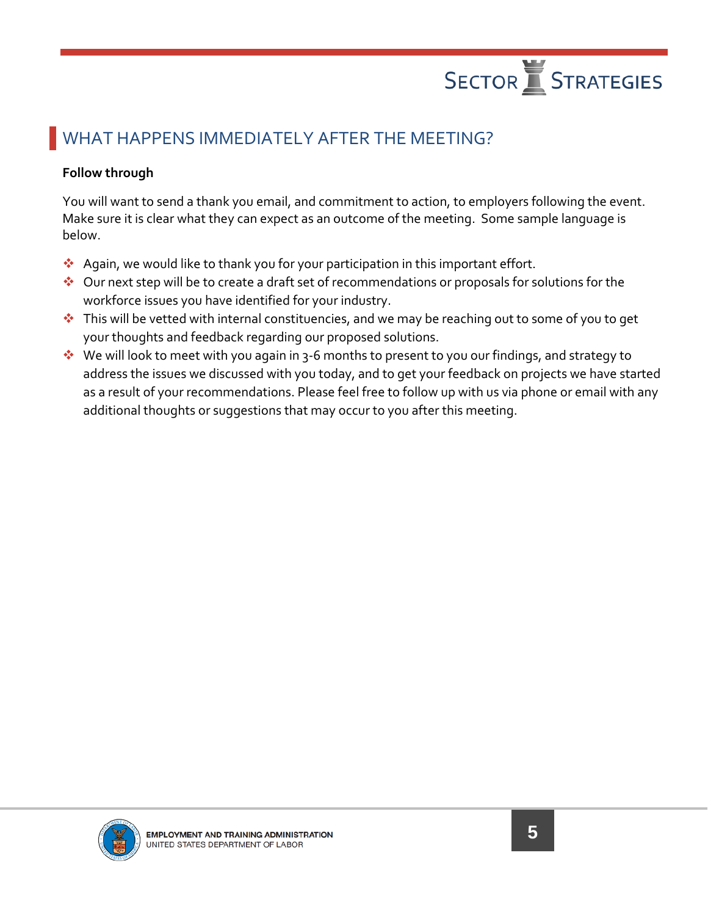## WHAT HAPPENS IMMEDIATELY AFTER THE MEETING?

**Follow through**

You will want to send a thank you email, and commitment to action, to employers following the event. Make sure it is clear what they can expect as an outcome of the meeting. Some sample language is below.

- Again, we would like to thank you for your participation in this important effort.
- Our next step will be to create a draft set of recommendations or proposals for solutions for the workforce issues you have identified for your industry.
- This will be vetted with internal constituencies, and we may be reaching out to some of you to get your thoughts and feedback regarding our proposed solutions.
- We will look to meet with you again in 3-6 months to present to you our findings, and strategy to address the issues we discussed with you today, and to get your feedback on projects we have started as a result of your recommendations. Please feel free to follow up with us via phone or email with any additional thoughts or suggestions that may occur to you after this meeting.